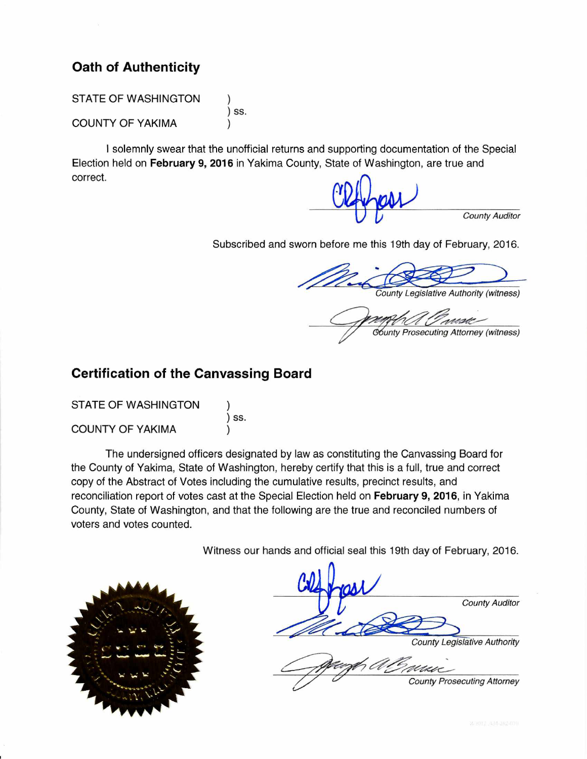## Oath of Authenticity

STATE OF WASHINGTON )
) ss.
COUNTY OF YAKIMA )

I solemnly swear that the unofficial returns and supporting documentation of the Special Election held on **February 9, 2016** in Yakima County, State of Washington, are true and correct.

*County Auditor*

Subscribed and sworn before me this 19th day of February, 2016.

*County Legislative Authority (witness)*

*County Prosecuting Attorney (witness)*

## Certification of the Canvassing Board

STATE OF WASHINGTON )
) ss.
COUNTY OF YAKIMA )

The undersigned officers designated by law as constituting the Canvassing Board for the County of Yakima, State of Washington, hereby certify that this is a full, true and correct copy of the Abstract of Votes including the cumulative results, precinct results, and reconciliation report of votes cast at the Special Election held on **February 9, 2016**, in Yakima County, State of Washington, and that the following are the true and reconciled numbers of voters and votes counted.

Witness our hands and official seal this 19th day of February, 2016.

*County Auditor*

*County Legislative Authority*

*County Prosecuting Attorney*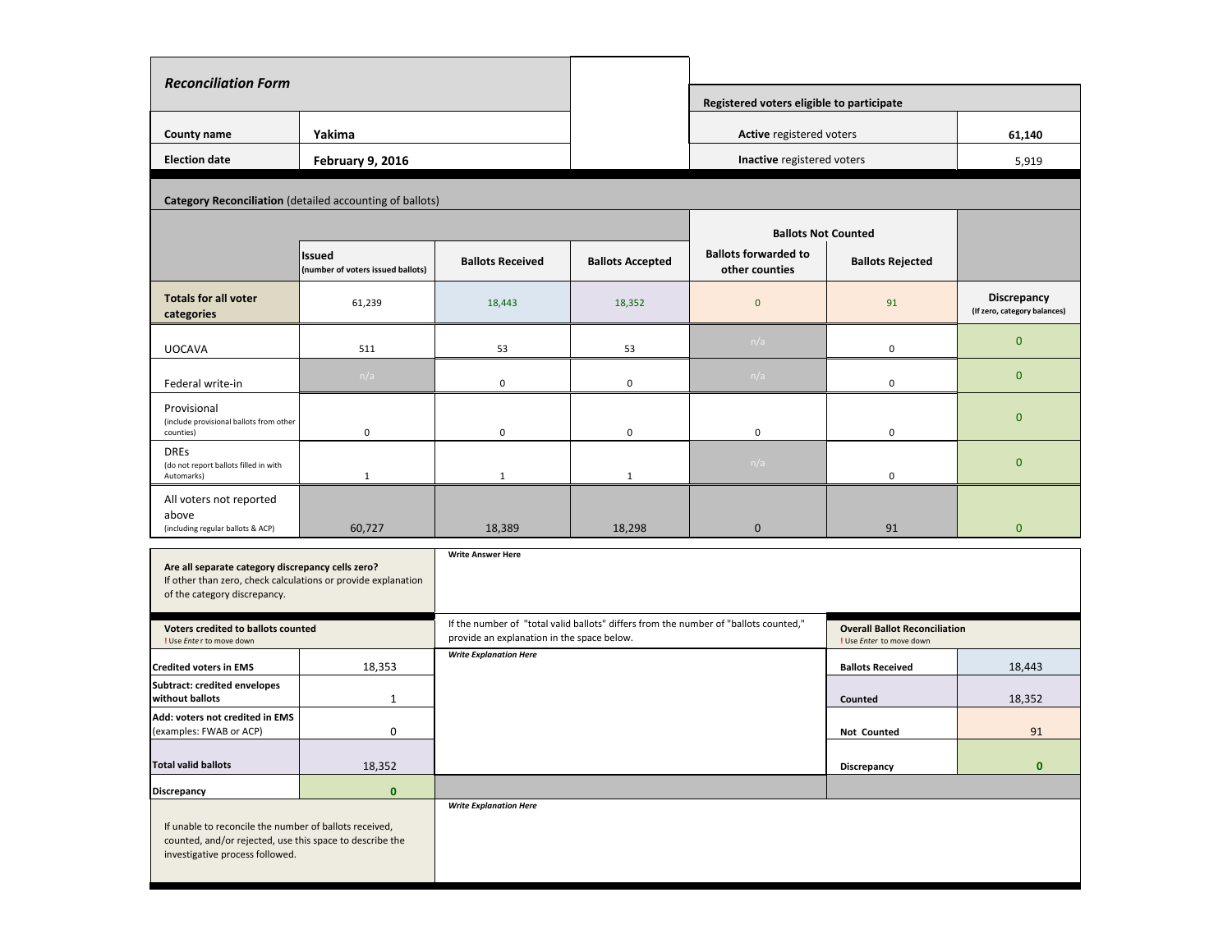## *Reconciliation Form*

| | |
|---|---|
| **County name** | **Yakima** |
| **Election date** | **February 9, 2016** |

| **Registered voters eligible to participate** | |
|---|---|
| **Active** registered voters | **61,140** |
| **Inactive** registered voters | 5,919 |

**Category Reconciliation** (detailed accounting of ballots)

| | Issued (number of voters issued ballots) | Ballots Received | Ballots Accepted | Ballots Not Counted: Ballots forwarded to other counties | Ballots Not Counted: Ballots Rejected | Discrepancy (If zero, category balances) |
|---|---|---|---|---|---|---|
| **Totals for all voter categories** | 61,239 | 18,443 | 18,352 | 0 | 91 | |
| UOCAVA | 511 | 53 | 53 | n/a | 0 | 0 |
| Federal write-in | n/a | 0 | 0 | n/a | 0 | 0 |
| Provisional (include provisional ballots from other counties) | 0 | 0 | 0 | 0 | 0 | 0 |
| DREs (do not report ballots filled in with Automarks) | 1 | 1 | 1 | n/a | 0 | 0 |
| All voters not reported above (including regular ballots & ACP) | 60,727 | 18,389 | 18,298 | 0 | 91 | 0 |

**Are all separate category discrepancy cells zero?**
If other than zero, check calculations or provide explanation of the category discrepancy.

***Write Answer Here***

| **Voters credited to ballots counted** ! Use *Enter* to move down | |
|---|---|
| **Credited voters in EMS** | 18,353 |
| **Subtract: credited envelopes without ballots** | 1 |
| **Add: voters not credited in EMS** (examples: FWAB or ACP) | 0 |
| **Total valid ballots** | 18,352 |
| **Discrepancy** | **0** |

If the number of "total valid ballots" differs from the number of "ballots counted," provide an explanation in the space below.

***Write Explanation Here***

| **Overall Ballot Reconciliation** ! Use *Enter* to move down | |
|---|---|
| **Ballots Received** | 18,443 |
| **Counted** | 18,352 |
| **Not Counted** | 91 |
| **Discrepancy** | **0** |

If unable to reconcile the number of ballots received, counted, and/or rejected, use this space to describe the investigative process followed.

***Write Explanation Here***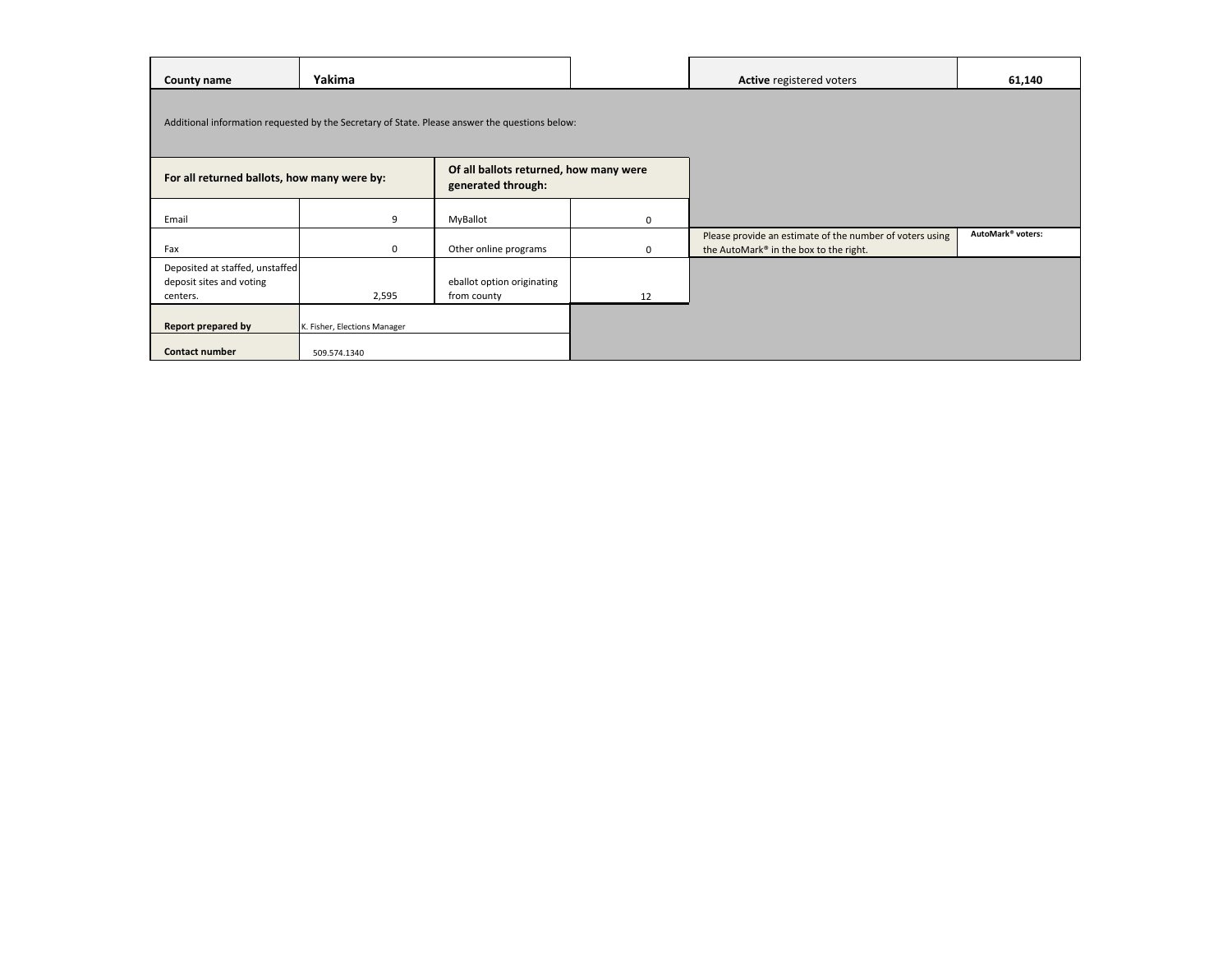| County name | Yakima | | Active registered voters | 61,140 |
|---|---|---|---|---|

Additional information requested by the Secretary of State. Please answer the questions below:

| For all returned ballots, how many were by: | | Of all ballots returned, how many were generated through: | |
|---|---|---|---|
| Email | 9 | MyBallot | 0 |
| Fax | 0 | Other online programs | 0 |
| Deposited at staffed, unstaffed deposit sites and voting centers. | 2,595 | eballot option originating from county | 12 |

| Please provide an estimate of the number of voters using the AutoMark® in the box to the right. | AutoMark® voters: |
|---|---|

| Report prepared by | K. Fisher, Elections Manager |
|---|---|
| Contact number | 509.574.1340 |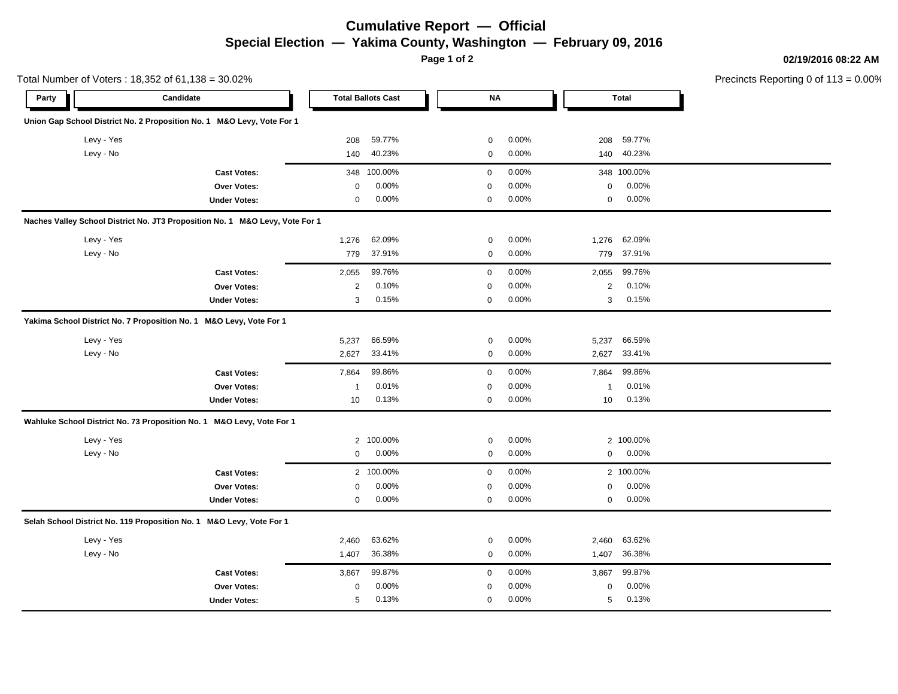# Cumulative Report — Official

## Special Election — Yakima County, Washington — February 09, 2016

02/19/2016 08:22 AM

Total Number of Voters : 18,352 of 61,138 = 30.02%

Precincts Reporting 0 of 113 = 0.00%

| Party | Candidate | Total Ballots Cast | | NA | | Total | |
|---|---|---|---|---|---|---|---|
| **Union Gap School District No. 2 Proposition No. 1 M&O Levy, Vote For 1** | | | | | | | |
| | Levy - Yes | 208 | 59.77% | 0 | 0.00% | 208 | 59.77% |
| | Levy - No | 140 | 40.23% | 0 | 0.00% | 140 | 40.23% |
| | **Cast Votes:** | 348 | 100.00% | 0 | 0.00% | 348 | 100.00% |
| | **Over Votes:** | 0 | 0.00% | 0 | 0.00% | 0 | 0.00% |
| | **Under Votes:** | 0 | 0.00% | 0 | 0.00% | 0 | 0.00% |
| **Naches Valley School District No. JT3 Proposition No. 1 M&O Levy, Vote For 1** | | | | | | | |
| | Levy - Yes | 1,276 | 62.09% | 0 | 0.00% | 1,276 | 62.09% |
| | Levy - No | 779 | 37.91% | 0 | 0.00% | 779 | 37.91% |
| | **Cast Votes:** | 2,055 | 99.76% | 0 | 0.00% | 2,055 | 99.76% |
| | **Over Votes:** | 2 | 0.10% | 0 | 0.00% | 2 | 0.10% |
| | **Under Votes:** | 3 | 0.15% | 0 | 0.00% | 3 | 0.15% |
| **Yakima School District No. 7 Proposition No. 1 M&O Levy, Vote For 1** | | | | | | | |
| | Levy - Yes | 5,237 | 66.59% | 0 | 0.00% | 5,237 | 66.59% |
| | Levy - No | 2,627 | 33.41% | 0 | 0.00% | 2,627 | 33.41% |
| | **Cast Votes:** | 7,864 | 99.86% | 0 | 0.00% | 7,864 | 99.86% |
| | **Over Votes:** | 1 | 0.01% | 0 | 0.00% | 1 | 0.01% |
| | **Under Votes:** | 10 | 0.13% | 0 | 0.00% | 10 | 0.13% |
| **Wahluke School District No. 73 Proposition No. 1 M&O Levy, Vote For 1** | | | | | | | |
| | Levy - Yes | 2 | 100.00% | 0 | 0.00% | 2 | 100.00% |
| | Levy - No | 0 | 0.00% | 0 | 0.00% | 0 | 0.00% |
| | **Cast Votes:** | 2 | 100.00% | 0 | 0.00% | 2 | 100.00% |
| | **Over Votes:** | 0 | 0.00% | 0 | 0.00% | 0 | 0.00% |
| | **Under Votes:** | 0 | 0.00% | 0 | 0.00% | 0 | 0.00% |
| **Selah School District No. 119 Proposition No. 1 M&O Levy, Vote For 1** | | | | | | | |
| | Levy - Yes | 2,460 | 63.62% | 0 | 0.00% | 2,460 | 63.62% |
| | Levy - No | 1,407 | 36.38% | 0 | 0.00% | 1,407 | 36.38% |
| | **Cast Votes:** | 3,867 | 99.87% | 0 | 0.00% | 3,867 | 99.87% |
| | **Over Votes:** | 0 | 0.00% | 0 | 0.00% | 0 | 0.00% |
| | **Under Votes:** | 5 | 0.13% | 0 | 0.00% | 5 | 0.13% |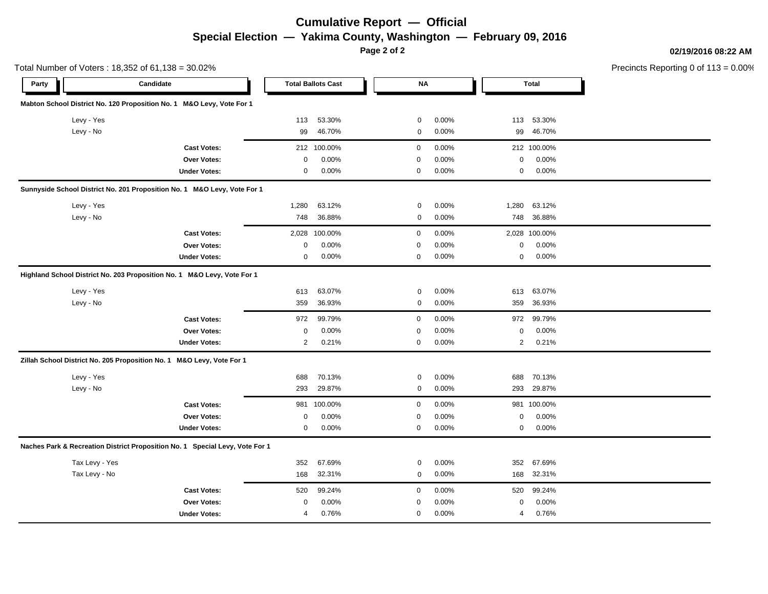# Cumulative Report — Official

## Special Election — Yakima County, Washington — February 09, 2016

02/19/2016 08:22 AM

Total Number of Voters : 18,352 of 61,138 = 30.02%

Precincts Reporting 0 of 113 = 0.00%

| Party | Candidate | Total Ballots Cast | | NA | | Total | |
|---|---|---|---|---|---|---|---|
| **Mabton School District No. 120 Proposition No. 1 M&O Levy, Vote For 1** | | | | | | | |
| | Levy - Yes | 113 | 53.30% | 0 | 0.00% | 113 | 53.30% |
| | Levy - No | 99 | 46.70% | 0 | 0.00% | 99 | 46.70% |
| | **Cast Votes:** | 212 | 100.00% | 0 | 0.00% | 212 | 100.00% |
| | **Over Votes:** | 0 | 0.00% | 0 | 0.00% | 0 | 0.00% |
| | **Under Votes:** | 0 | 0.00% | 0 | 0.00% | 0 | 0.00% |
| **Sunnyside School District No. 201 Proposition No. 1 M&O Levy, Vote For 1** | | | | | | | |
| | Levy - Yes | 1,280 | 63.12% | 0 | 0.00% | 1,280 | 63.12% |
| | Levy - No | 748 | 36.88% | 0 | 0.00% | 748 | 36.88% |
| | **Cast Votes:** | 2,028 | 100.00% | 0 | 0.00% | 2,028 | 100.00% |
| | **Over Votes:** | 0 | 0.00% | 0 | 0.00% | 0 | 0.00% |
| | **Under Votes:** | 0 | 0.00% | 0 | 0.00% | 0 | 0.00% |
| **Highland School District No. 203 Proposition No. 1 M&O Levy, Vote For 1** | | | | | | | |
| | Levy - Yes | 613 | 63.07% | 0 | 0.00% | 613 | 63.07% |
| | Levy - No | 359 | 36.93% | 0 | 0.00% | 359 | 36.93% |
| | **Cast Votes:** | 972 | 99.79% | 0 | 0.00% | 972 | 99.79% |
| | **Over Votes:** | 0 | 0.00% | 0 | 0.00% | 0 | 0.00% |
| | **Under Votes:** | 2 | 0.21% | 0 | 0.00% | 2 | 0.21% |
| **Zillah School District No. 205 Proposition No. 1 M&O Levy, Vote For 1** | | | | | | | |
| | Levy - Yes | 688 | 70.13% | 0 | 0.00% | 688 | 70.13% |
| | Levy - No | 293 | 29.87% | 0 | 0.00% | 293 | 29.87% |
| | **Cast Votes:** | 981 | 100.00% | 0 | 0.00% | 981 | 100.00% |
| | **Over Votes:** | 0 | 0.00% | 0 | 0.00% | 0 | 0.00% |
| | **Under Votes:** | 0 | 0.00% | 0 | 0.00% | 0 | 0.00% |
| **Naches Park & Recreation District Proposition No. 1 Special Levy, Vote For 1** | | | | | | | |
| | Tax Levy - Yes | 352 | 67.69% | 0 | 0.00% | 352 | 67.69% |
| | Tax Levy - No | 168 | 32.31% | 0 | 0.00% | 168 | 32.31% |
| | **Cast Votes:** | 520 | 99.24% | 0 | 0.00% | 520 | 99.24% |
| | **Over Votes:** | 0 | 0.00% | 0 | 0.00% | 0 | 0.00% |
| | **Under Votes:** | 4 | 0.76% | 0 | 0.00% | 4 | 0.76% |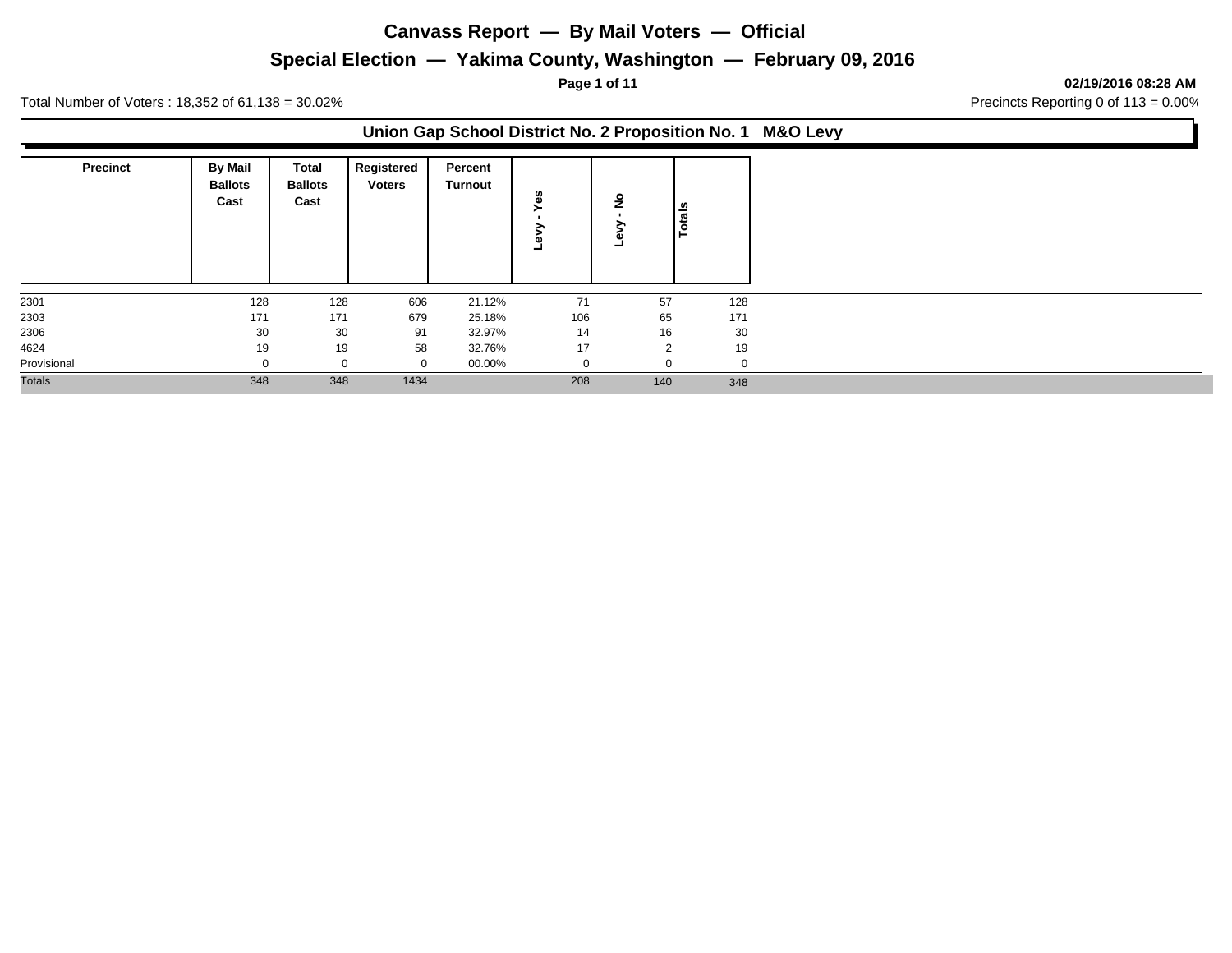# Canvass Report — By Mail Voters — Official

## Special Election — Yakima County, Washington — February 09, 2016

02/19/2016 08:28 AM

Total Number of Voters : 18,352 of 61,138 = 30.02%

Precincts Reporting 0 of 113 = 0.00%

### Union Gap School District No. 2 Proposition No. 1 M&O Levy

| Precinct | By Mail Ballots Cast | Total Ballots Cast | Registered Voters | Percent Turnout | Levy - Yes | Levy - No | Totals |
|---|---|---|---|---|---|---|---|
| 2301 | 128 | 128 | 606 | 21.12% | 71 | 57 | 128 |
| 2303 | 171 | 171 | 679 | 25.18% | 106 | 65 | 171 |
| 2306 | 30 | 30 | 91 | 32.97% | 14 | 16 | 30 |
| 4624 | 19 | 19 | 58 | 32.76% | 17 | 2 | 19 |
| Provisional | 0 | 0 | 0 | 00.00% | 0 | 0 | 0 |
| Totals | 348 | 348 | 1434 | | 208 | 140 | 348 |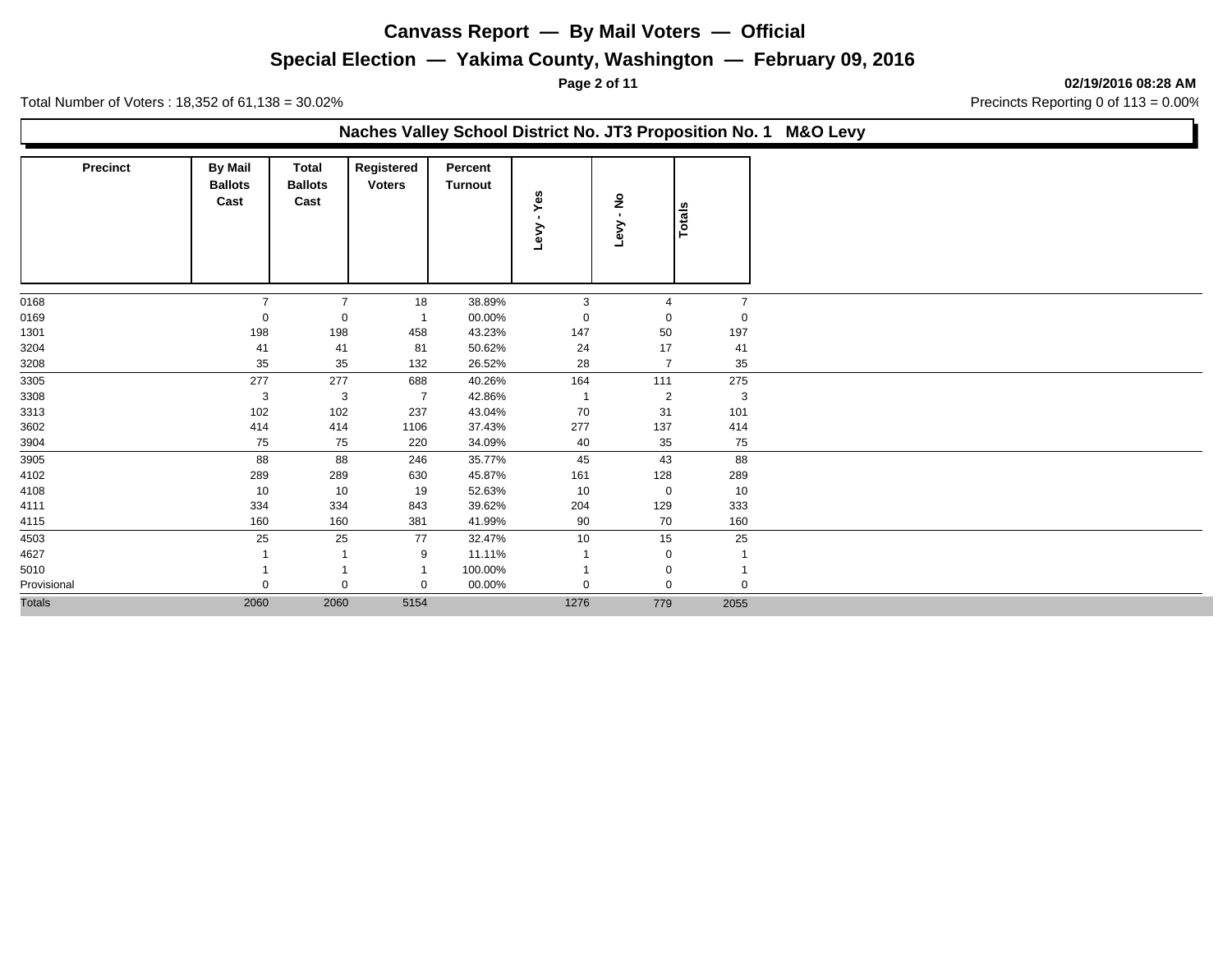# Canvass Report — By Mail Voters — Official

## Special Election — Yakima County, Washington — February 09, 2016

**02/19/2016 08:28 AM**

Total Number of Voters : 18,352 of 61,138 = 30.02%

Precincts Reporting 0 of 113 = 0.00%

### Naches Valley School District No. JT3 Proposition No. 1 M&O Levy

| Precinct | By Mail Ballots Cast | Total Ballots Cast | Registered Voters | Percent Turnout | Levy - Yes | Levy - No | Totals |
|---|---|---|---|---|---|---|---|
| 0168 | 7 | 7 | 18 | 38.89% | 3 | 4 | 7 |
| 0169 | 0 | 0 | 1 | 00.00% | 0 | 0 | 0 |
| 1301 | 198 | 198 | 458 | 43.23% | 147 | 50 | 197 |
| 3204 | 41 | 41 | 81 | 50.62% | 24 | 17 | 41 |
| 3208 | 35 | 35 | 132 | 26.52% | 28 | 7 | 35 |
| 3305 | 277 | 277 | 688 | 40.26% | 164 | 111 | 275 |
| 3308 | 3 | 3 | 7 | 42.86% | 1 | 2 | 3 |
| 3313 | 102 | 102 | 237 | 43.04% | 70 | 31 | 101 |
| 3602 | 414 | 414 | 1106 | 37.43% | 277 | 137 | 414 |
| 3904 | 75 | 75 | 220 | 34.09% | 40 | 35 | 75 |
| 3905 | 88 | 88 | 246 | 35.77% | 45 | 43 | 88 |
| 4102 | 289 | 289 | 630 | 45.87% | 161 | 128 | 289 |
| 4108 | 10 | 10 | 19 | 52.63% | 10 | 0 | 10 |
| 4111 | 334 | 334 | 843 | 39.62% | 204 | 129 | 333 |
| 4115 | 160 | 160 | 381 | 41.99% | 90 | 70 | 160 |
| 4503 | 25 | 25 | 77 | 32.47% | 10 | 15 | 25 |
| 4627 | 1 | 1 | 9 | 11.11% | 1 | 0 | 1 |
| 5010 | 1 | 1 | 1 | 100.00% | 1 | 0 | 1 |
| Provisional | 0 | 0 | 0 | 00.00% | 0 | 0 | 0 |
| Totals | 2060 | 2060 | 5154 | | 1276 | 779 | 2055 |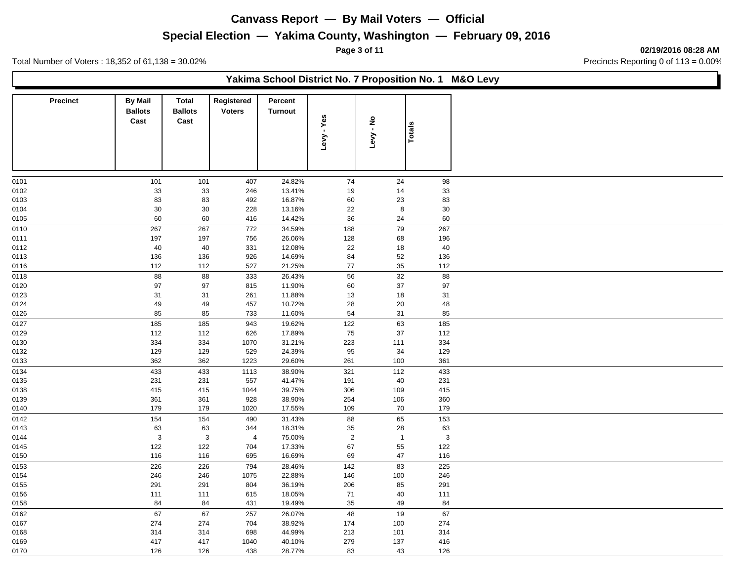# Canvass Report — By Mail Voters — Official

## Special Election — Yakima County, Washington — February 09, 2016

02/19/2016 08:28 AM

Total Number of Voters : 18,352 of 61,138 = 30.02%

Precincts Reporting 0 of 113 = 0.00%

### Yakima School District No. 7 Proposition No. 1 M&O Levy

| Precinct | By Mail Ballots Cast | Total Ballots Cast | Registered Voters | Percent Turnout | Levy - Yes | Levy - No | Totals |
|---|---|---|---|---|---|---|---|
| 0101 | 101 | 101 | 407 | 24.82% | 74 | 24 | 98 |
| 0102 | 33 | 33 | 246 | 13.41% | 19 | 14 | 33 |
| 0103 | 83 | 83 | 492 | 16.87% | 60 | 23 | 83 |
| 0104 | 30 | 30 | 228 | 13.16% | 22 | 8 | 30 |
| 0105 | 60 | 60 | 416 | 14.42% | 36 | 24 | 60 |
| 0110 | 267 | 267 | 772 | 34.59% | 188 | 79 | 267 |
| 0111 | 197 | 197 | 756 | 26.06% | 128 | 68 | 196 |
| 0112 | 40 | 40 | 331 | 12.08% | 22 | 18 | 40 |
| 0113 | 136 | 136 | 926 | 14.69% | 84 | 52 | 136 |
| 0116 | 112 | 112 | 527 | 21.25% | 77 | 35 | 112 |
| 0118 | 88 | 88 | 333 | 26.43% | 56 | 32 | 88 |
| 0120 | 97 | 97 | 815 | 11.90% | 60 | 37 | 97 |
| 0123 | 31 | 31 | 261 | 11.88% | 13 | 18 | 31 |
| 0124 | 49 | 49 | 457 | 10.72% | 28 | 20 | 48 |
| 0126 | 85 | 85 | 733 | 11.60% | 54 | 31 | 85 |
| 0127 | 185 | 185 | 943 | 19.62% | 122 | 63 | 185 |
| 0129 | 112 | 112 | 626 | 17.89% | 75 | 37 | 112 |
| 0130 | 334 | 334 | 1070 | 31.21% | 223 | 111 | 334 |
| 0132 | 129 | 129 | 529 | 24.39% | 95 | 34 | 129 |
| 0133 | 362 | 362 | 1223 | 29.60% | 261 | 100 | 361 |
| 0134 | 433 | 433 | 1113 | 38.90% | 321 | 112 | 433 |
| 0135 | 231 | 231 | 557 | 41.47% | 191 | 40 | 231 |
| 0138 | 415 | 415 | 1044 | 39.75% | 306 | 109 | 415 |
| 0139 | 361 | 361 | 928 | 38.90% | 254 | 106 | 360 |
| 0140 | 179 | 179 | 1020 | 17.55% | 109 | 70 | 179 |
| 0142 | 154 | 154 | 490 | 31.43% | 88 | 65 | 153 |
| 0143 | 63 | 63 | 344 | 18.31% | 35 | 28 | 63 |
| 0144 | 3 | 3 | 4 | 75.00% | 2 | 1 | 3 |
| 0145 | 122 | 122 | 704 | 17.33% | 67 | 55 | 122 |
| 0150 | 116 | 116 | 695 | 16.69% | 69 | 47 | 116 |
| 0153 | 226 | 226 | 794 | 28.46% | 142 | 83 | 225 |
| 0154 | 246 | 246 | 1075 | 22.88% | 146 | 100 | 246 |
| 0155 | 291 | 291 | 804 | 36.19% | 206 | 85 | 291 |
| 0156 | 111 | 111 | 615 | 18.05% | 71 | 40 | 111 |
| 0158 | 84 | 84 | 431 | 19.49% | 35 | 49 | 84 |
| 0162 | 67 | 67 | 257 | 26.07% | 48 | 19 | 67 |
| 0167 | 274 | 274 | 704 | 38.92% | 174 | 100 | 274 |
| 0168 | 314 | 314 | 698 | 44.99% | 213 | 101 | 314 |
| 0169 | 417 | 417 | 1040 | 40.10% | 279 | 137 | 416 |
| 0170 | 126 | 126 | 438 | 28.77% | 83 | 43 | 126 |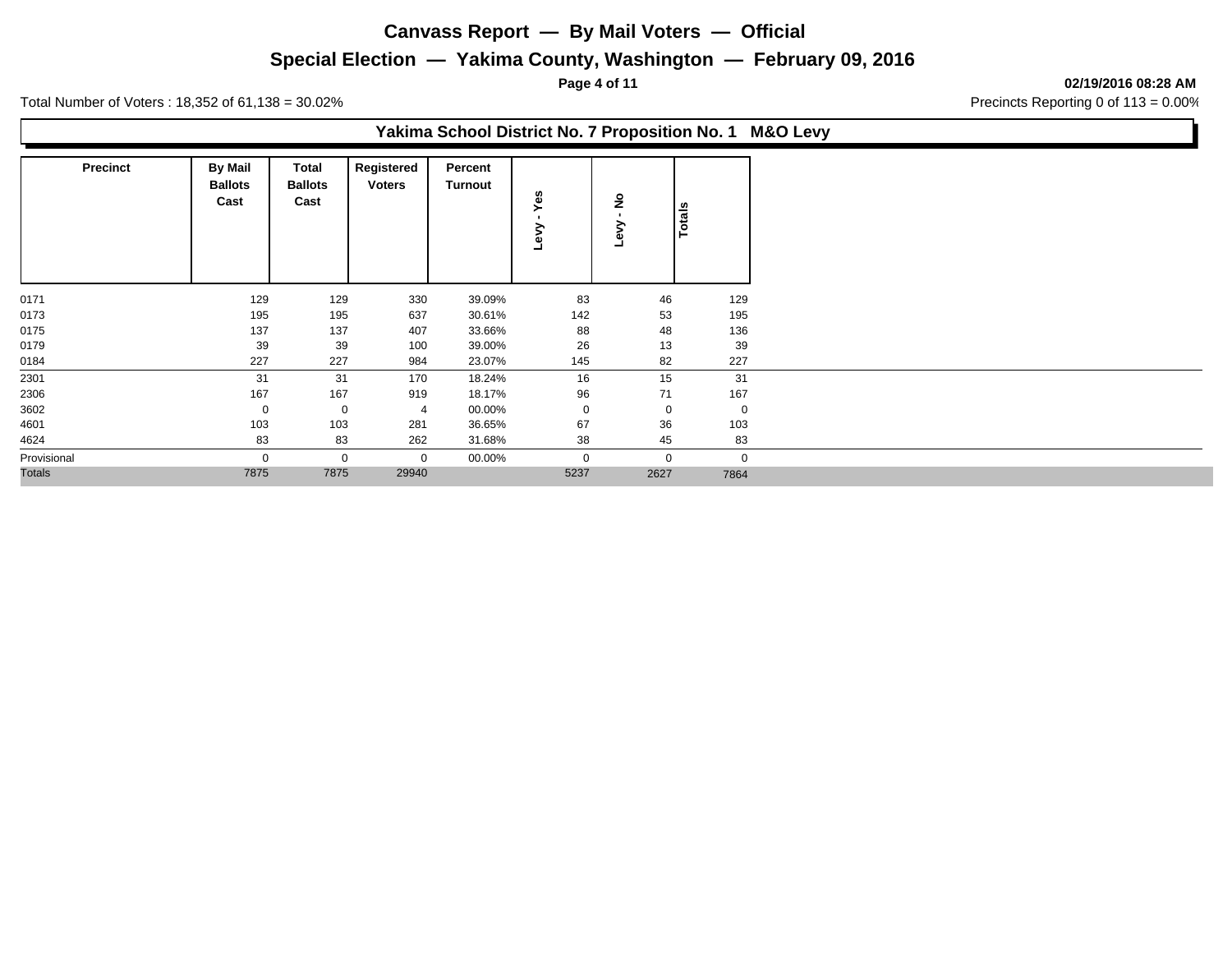# Canvass Report — By Mail Voters — Official

## Special Election — Yakima County, Washington — February 09, 2016

Total Number of Voters : 18,352 of 61,138 = 30.02%

Precincts Reporting 0 of 113 = 0.00%

### Yakima School District No. 7 Proposition No. 1 M&O Levy

| Precinct | By Mail Ballots Cast | Total Ballots Cast | Registered Voters | Percent Turnout | Levy - Yes | Levy - No | Totals |
|---|---|---|---|---|---|---|---|
| 0171 | 129 | 129 | 330 | 39.09% | 83 | 46 | 129 |
| 0173 | 195 | 195 | 637 | 30.61% | 142 | 53 | 195 |
| 0175 | 137 | 137 | 407 | 33.66% | 88 | 48 | 136 |
| 0179 | 39 | 39 | 100 | 39.00% | 26 | 13 | 39 |
| 0184 | 227 | 227 | 984 | 23.07% | 145 | 82 | 227 |
| 2301 | 31 | 31 | 170 | 18.24% | 16 | 15 | 31 |
| 2306 | 167 | 167 | 919 | 18.17% | 96 | 71 | 167 |
| 3602 | 0 | 0 | 4 | 00.00% | 0 | 0 | 0 |
| 4601 | 103 | 103 | 281 | 36.65% | 67 | 36 | 103 |
| 4624 | 83 | 83 | 262 | 31.68% | 38 | 45 | 83 |
| Provisional | 0 | 0 | 0 | 00.00% | 0 | 0 | 0 |
| Totals | 7875 | 7875 | 29940 | | 5237 | 2627 | 7864 |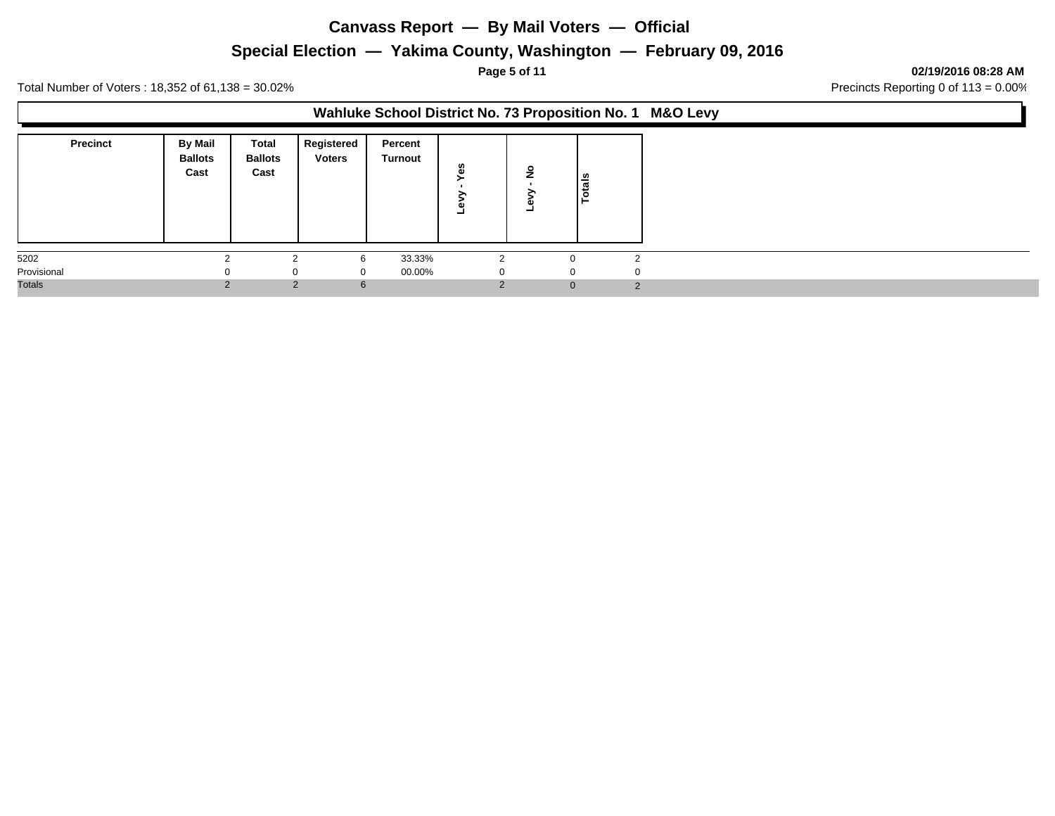# Canvass Report — By Mail Voters — Official

## Special Election — Yakima County, Washington — February 09, 2016

**02/19/2016 08:28 AM**

Total Number of Voters : 18,352 of 61,138 = 30.02%

Precincts Reporting 0 of 113 = 0.00%

### Wahluke School District No. 73 Proposition No. 1 M&O Levy

| Precinct | By Mail Ballots Cast | Total Ballots Cast | Registered Voters | Percent Turnout | Levy - Yes | Levy - No | Totals |
|---|---|---|---|---|---|---|---|
| 5202 | 2 | 2 | 6 | 33.33% | 2 | 0 | 2 |
| Provisional | 0 | 0 | 0 | 00.00% | 0 | 0 | 0 |
| Totals | 2 | 2 | 6 | | 2 | 0 | 2 |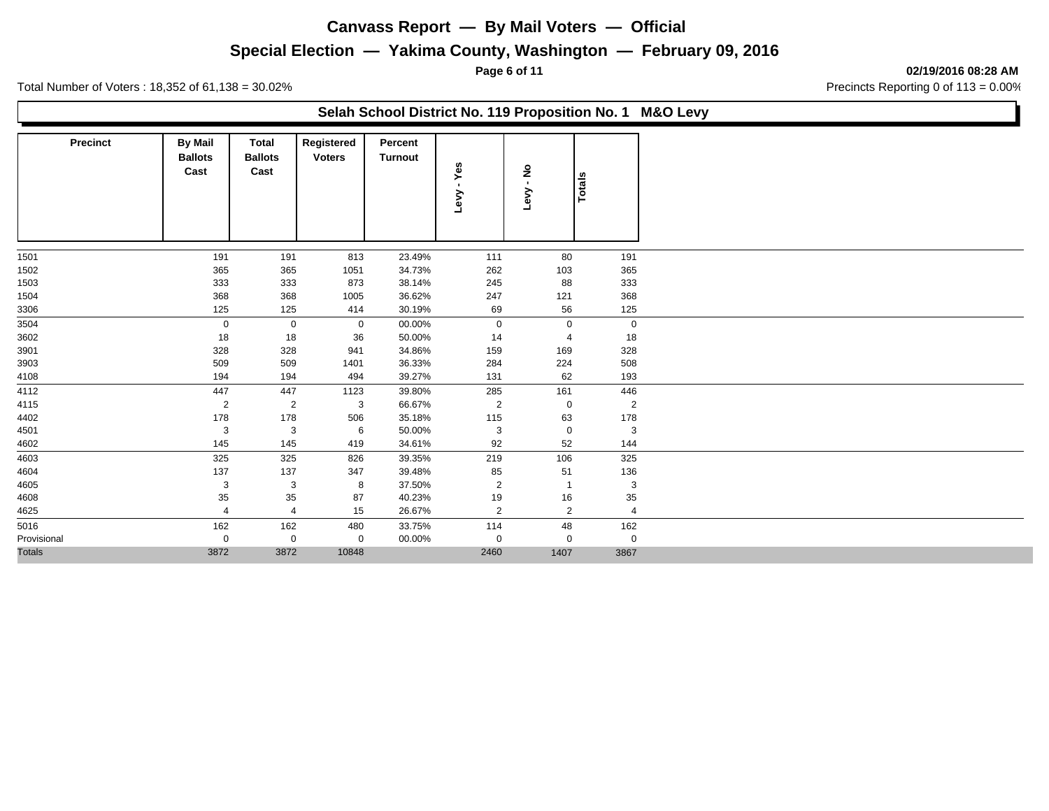# Canvass Report — By Mail Voters — Official

## Special Election — Yakima County, Washington — February 09, 2016

02/19/2016 08:28 AM

Total Number of Voters : 18,352 of 61,138 = 30.02%

Precincts Reporting 0 of 113 = 0.00%

### Selah School District No. 119 Proposition No. 1 M&O Levy

| Precinct | By Mail Ballots Cast | Total Ballots Cast | Registered Voters | Percent Turnout | Levy - Yes | Levy - No | Totals |
|---|---|---|---|---|---|---|---|
| 1501 | 191 | 191 | 813 | 23.49% | 111 | 80 | 191 |
| 1502 | 365 | 365 | 1051 | 34.73% | 262 | 103 | 365 |
| 1503 | 333 | 333 | 873 | 38.14% | 245 | 88 | 333 |
| 1504 | 368 | 368 | 1005 | 36.62% | 247 | 121 | 368 |
| 3306 | 125 | 125 | 414 | 30.19% | 69 | 56 | 125 |
| 3504 | 0 | 0 | 0 | 00.00% | 0 | 0 | 0 |
| 3602 | 18 | 18 | 36 | 50.00% | 14 | 4 | 18 |
| 3901 | 328 | 328 | 941 | 34.86% | 159 | 169 | 328 |
| 3903 | 509 | 509 | 1401 | 36.33% | 284 | 224 | 508 |
| 4108 | 194 | 194 | 494 | 39.27% | 131 | 62 | 193 |
| 4112 | 447 | 447 | 1123 | 39.80% | 285 | 161 | 446 |
| 4115 | 2 | 2 | 3 | 66.67% | 2 | 0 | 2 |
| 4402 | 178 | 178 | 506 | 35.18% | 115 | 63 | 178 |
| 4501 | 3 | 3 | 6 | 50.00% | 3 | 0 | 3 |
| 4602 | 145 | 145 | 419 | 34.61% | 92 | 52 | 144 |
| 4603 | 325 | 325 | 826 | 39.35% | 219 | 106 | 325 |
| 4604 | 137 | 137 | 347 | 39.48% | 85 | 51 | 136 |
| 4605 | 3 | 3 | 8 | 37.50% | 2 | 1 | 3 |
| 4608 | 35 | 35 | 87 | 40.23% | 19 | 16 | 35 |
| 4625 | 4 | 4 | 15 | 26.67% | 2 | 2 | 4 |
| 5016 | 162 | 162 | 480 | 33.75% | 114 | 48 | 162 |
| Provisional | 0 | 0 | 0 | 00.00% | 0 | 0 | 0 |
| Totals | 3872 | 3872 | 10848 | | 2460 | 1407 | 3867 |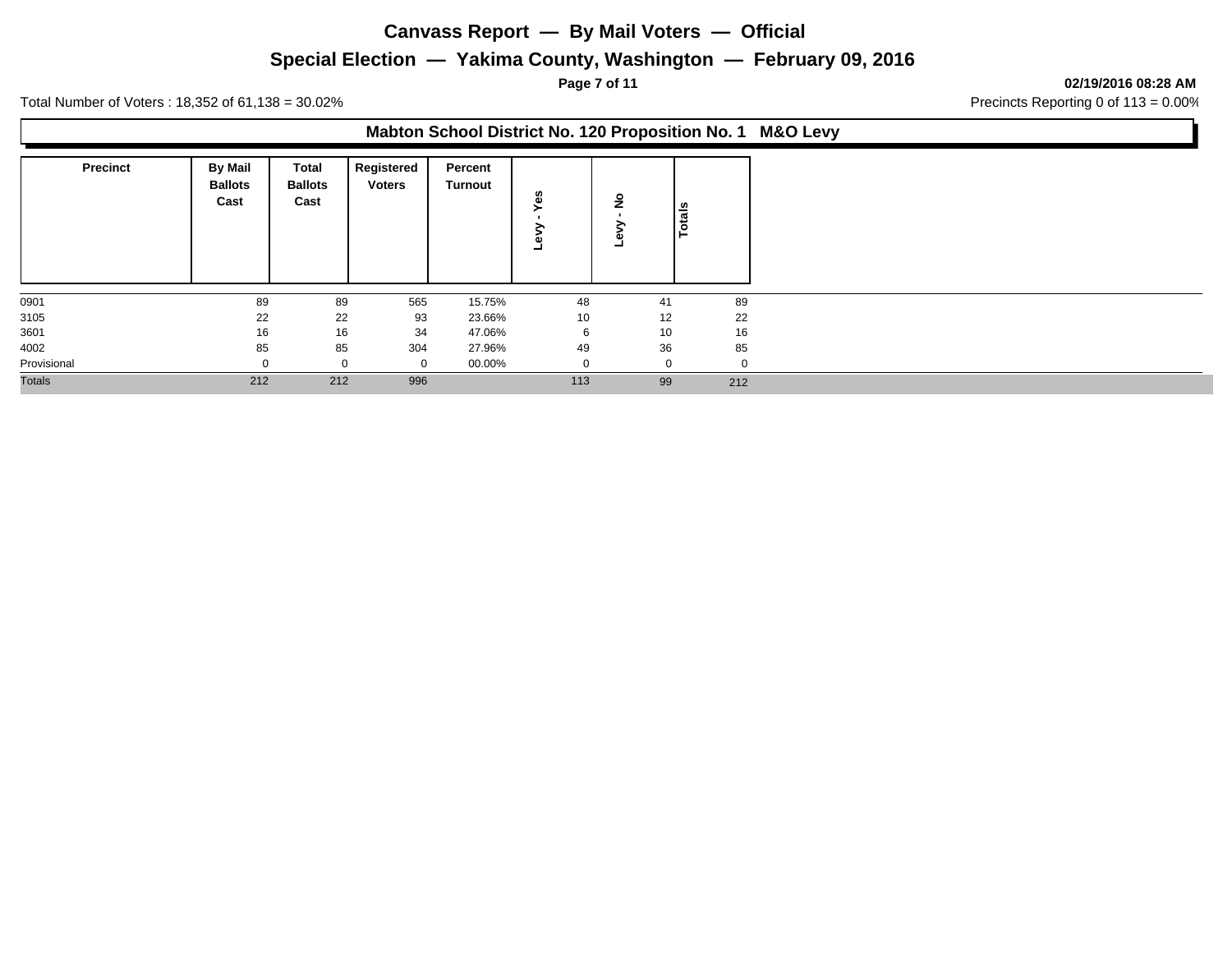# Canvass Report — By Mail Voters — Official

## Special Election — Yakima County, Washington — February 09, 2016

**02/19/2016 08:28 AM**

Total Number of Voters : 18,352 of 61,138 = 30.02%

Precincts Reporting 0 of 113 = 0.00%

### Mabton School District No. 120 Proposition No. 1 M&O Levy

| Precinct | By Mail Ballots Cast | Total Ballots Cast | Registered Voters | Percent Turnout | Levy - Yes | Levy - No | Totals |
|---|---|---|---|---|---|---|---|
| 0901 | 89 | 89 | 565 | 15.75% | 48 | 41 | 89 |
| 3105 | 22 | 22 | 93 | 23.66% | 10 | 12 | 22 |
| 3601 | 16 | 16 | 34 | 47.06% | 6 | 10 | 16 |
| 4002 | 85 | 85 | 304 | 27.96% | 49 | 36 | 85 |
| Provisional | 0 | 0 | 0 | 00.00% | 0 | 0 | 0 |
| Totals | 212 | 212 | 996 | | 113 | 99 | 212 |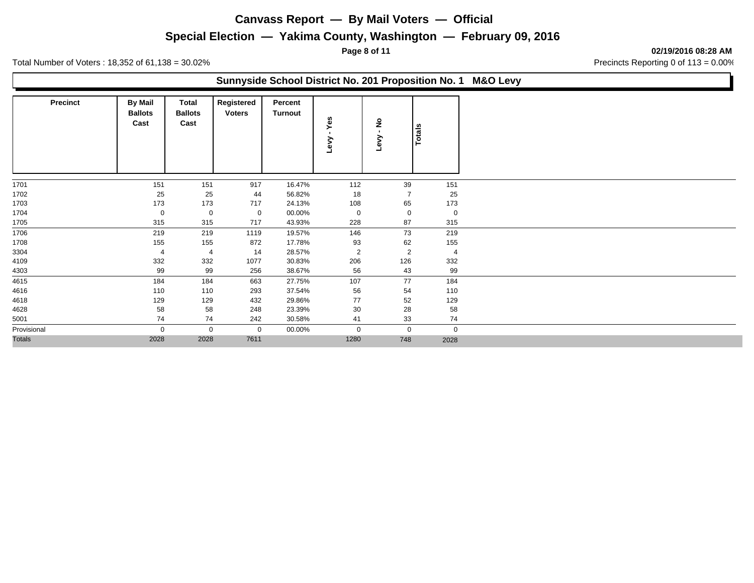# Canvass Report — By Mail Voters — Official

## Special Election — Yakima County, Washington — February 09, 2016

02/19/2016 08:28 AM

Total Number of Voters : 18,352 of 61,138 = 30.02%

Precincts Reporting 0 of 113 = 0.00%

### Sunnyside School District No. 201 Proposition No. 1 M&O Levy

| Precinct | By Mail Ballots Cast | Total Ballots Cast | Registered Voters | Percent Turnout | Levy - Yes | Levy - No | Totals |
|---|---|---|---|---|---|---|---|
| 1701 | 151 | 151 | 917 | 16.47% | 112 | 39 | 151 |
| 1702 | 25 | 25 | 44 | 56.82% | 18 | 7 | 25 |
| 1703 | 173 | 173 | 717 | 24.13% | 108 | 65 | 173 |
| 1704 | 0 | 0 | 0 | 00.00% | 0 | 0 | 0 |
| 1705 | 315 | 315 | 717 | 43.93% | 228 | 87 | 315 |
| 1706 | 219 | 219 | 1119 | 19.57% | 146 | 73 | 219 |
| 1708 | 155 | 155 | 872 | 17.78% | 93 | 62 | 155 |
| 3304 | 4 | 4 | 14 | 28.57% | 2 | 2 | 4 |
| 4109 | 332 | 332 | 1077 | 30.83% | 206 | 126 | 332 |
| 4303 | 99 | 99 | 256 | 38.67% | 56 | 43 | 99 |
| 4615 | 184 | 184 | 663 | 27.75% | 107 | 77 | 184 |
| 4616 | 110 | 110 | 293 | 37.54% | 56 | 54 | 110 |
| 4618 | 129 | 129 | 432 | 29.86% | 77 | 52 | 129 |
| 4628 | 58 | 58 | 248 | 23.39% | 30 | 28 | 58 |
| 5001 | 74 | 74 | 242 | 30.58% | 41 | 33 | 74 |
| Provisional | 0 | 0 | 0 | 00.00% | 0 | 0 | 0 |
| Totals | 2028 | 2028 | 7611 | | 1280 | 748 | 2028 |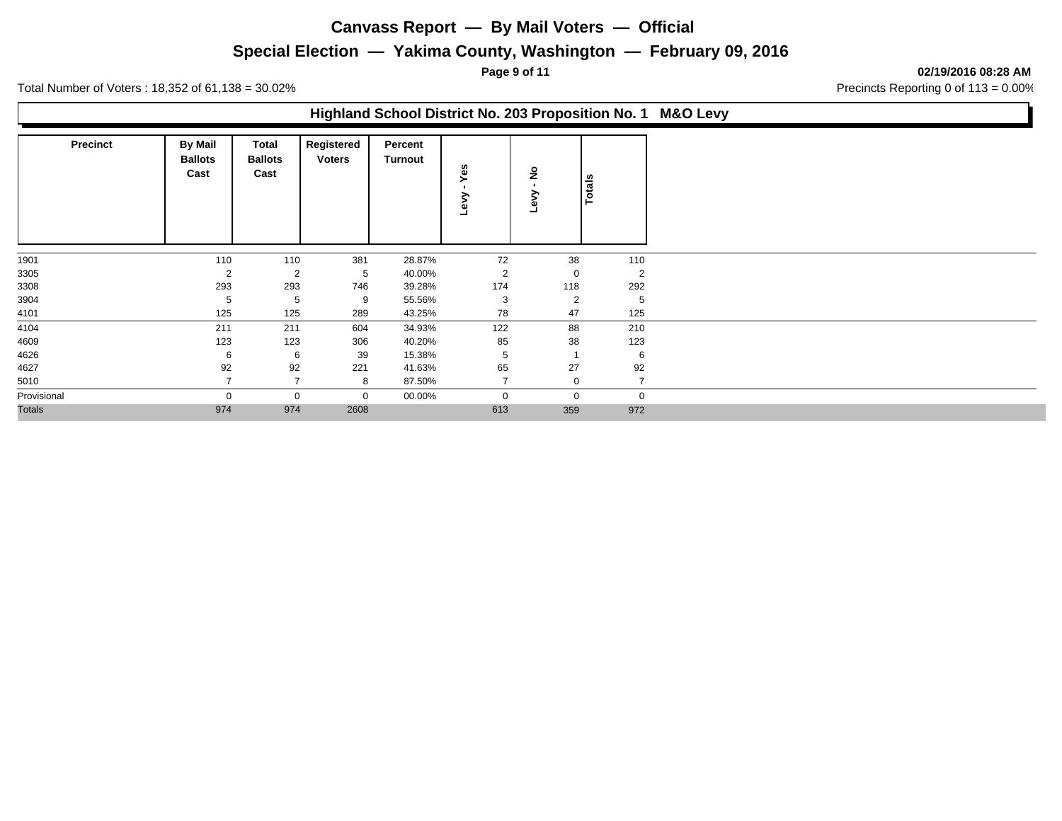# Canvass Report — By Mail Voters — Official

## Special Election — Yakima County, Washington — February 09, 2016

**02/19/2016 08:28 AM**

Total Number of Voters : 18,352 of 61,138 = 30.02%

Precincts Reporting 0 of 113 = 0.00%

### Highland School District No. 203 Proposition No. 1 M&O Levy

| Precinct | By Mail Ballots Cast | Total Ballots Cast | Registered Voters | Percent Turnout | Levy - Yes | Levy - No | Totals |
|---|---|---|---|---|---|---|---|
| 1901 | 110 | 110 | 381 | 28.87% | 72 | 38 | 110 |
| 3305 | 2 | 2 | 5 | 40.00% | 2 | 0 | 2 |
| 3308 | 293 | 293 | 746 | 39.28% | 174 | 118 | 292 |
| 3904 | 5 | 5 | 9 | 55.56% | 3 | 2 | 5 |
| 4101 | 125 | 125 | 289 | 43.25% | 78 | 47 | 125 |
| 4104 | 211 | 211 | 604 | 34.93% | 122 | 88 | 210 |
| 4609 | 123 | 123 | 306 | 40.20% | 85 | 38 | 123 |
| 4626 | 6 | 6 | 39 | 15.38% | 5 | 1 | 6 |
| 4627 | 92 | 92 | 221 | 41.63% | 65 | 27 | 92 |
| 5010 | 7 | 7 | 8 | 87.50% | 7 | 0 | 7 |
| Provisional | 0 | 0 | 0 | 00.00% | 0 | 0 | 0 |
| Totals | 974 | 974 | 2608 | | 613 | 359 | 972 |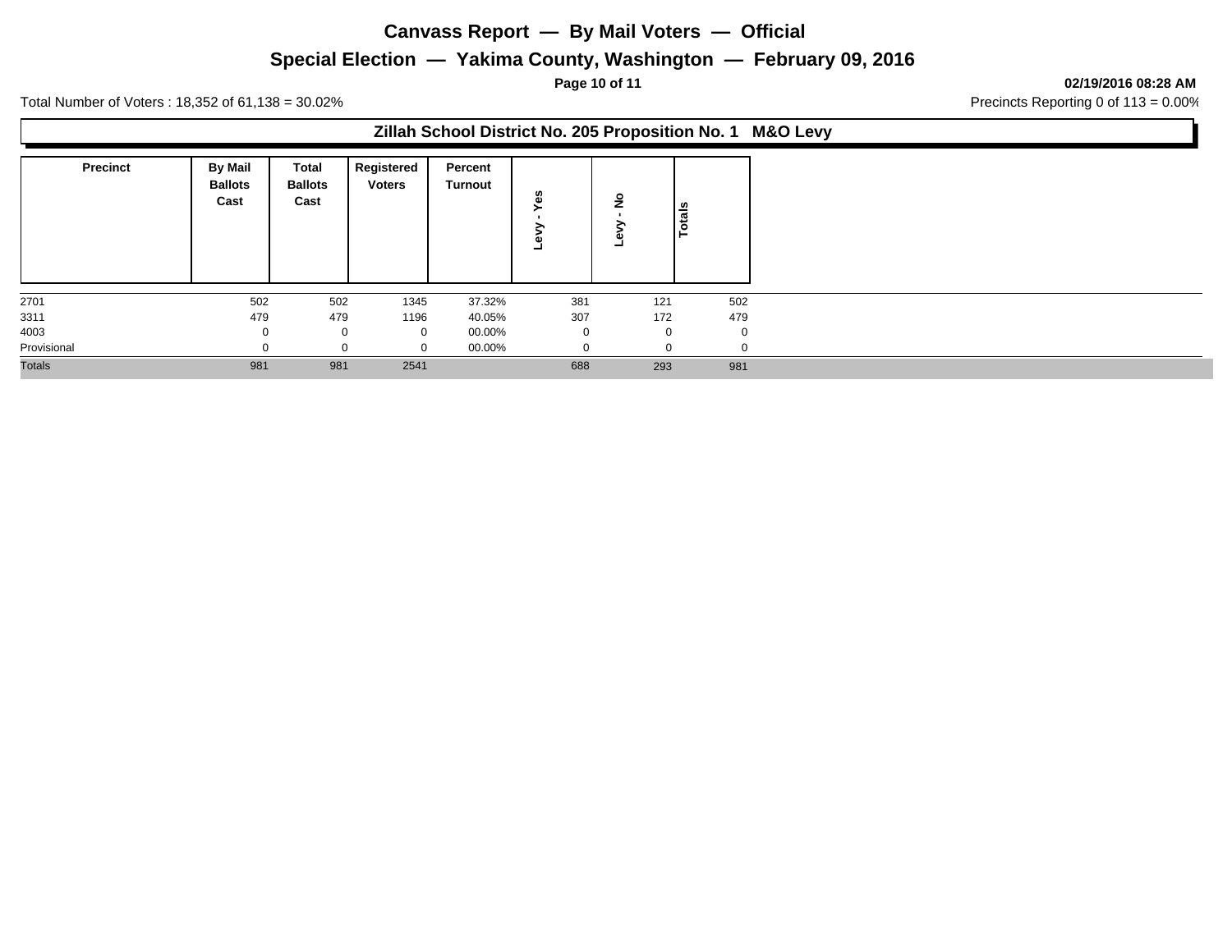# Canvass Report — By Mail Voters — Official

## Special Election — Yakima County, Washington — February 09, 2016

02/19/2016 08:28 AM

Total Number of Voters : 18,352 of 61,138 = 30.02%

Precincts Reporting 0 of 113 = 0.00%

### Zillah School District No. 205 Proposition No. 1 M&O Levy

| Precinct | By Mail Ballots Cast | Total Ballots Cast | Registered Voters | Percent Turnout | Levy - Yes | Levy - No | Totals |
|---|---|---|---|---|---|---|---|
| 2701 | 502 | 502 | 1345 | 37.32% | 381 | 121 | 502 |
| 3311 | 479 | 479 | 1196 | 40.05% | 307 | 172 | 479 |
| 4003 | 0 | 0 | 0 | 00.00% | 0 | 0 | 0 |
| Provisional | 0 | 0 | 0 | 00.00% | 0 | 0 | 0 |
| Totals | 981 | 981 | 2541 | | 688 | 293 | 981 |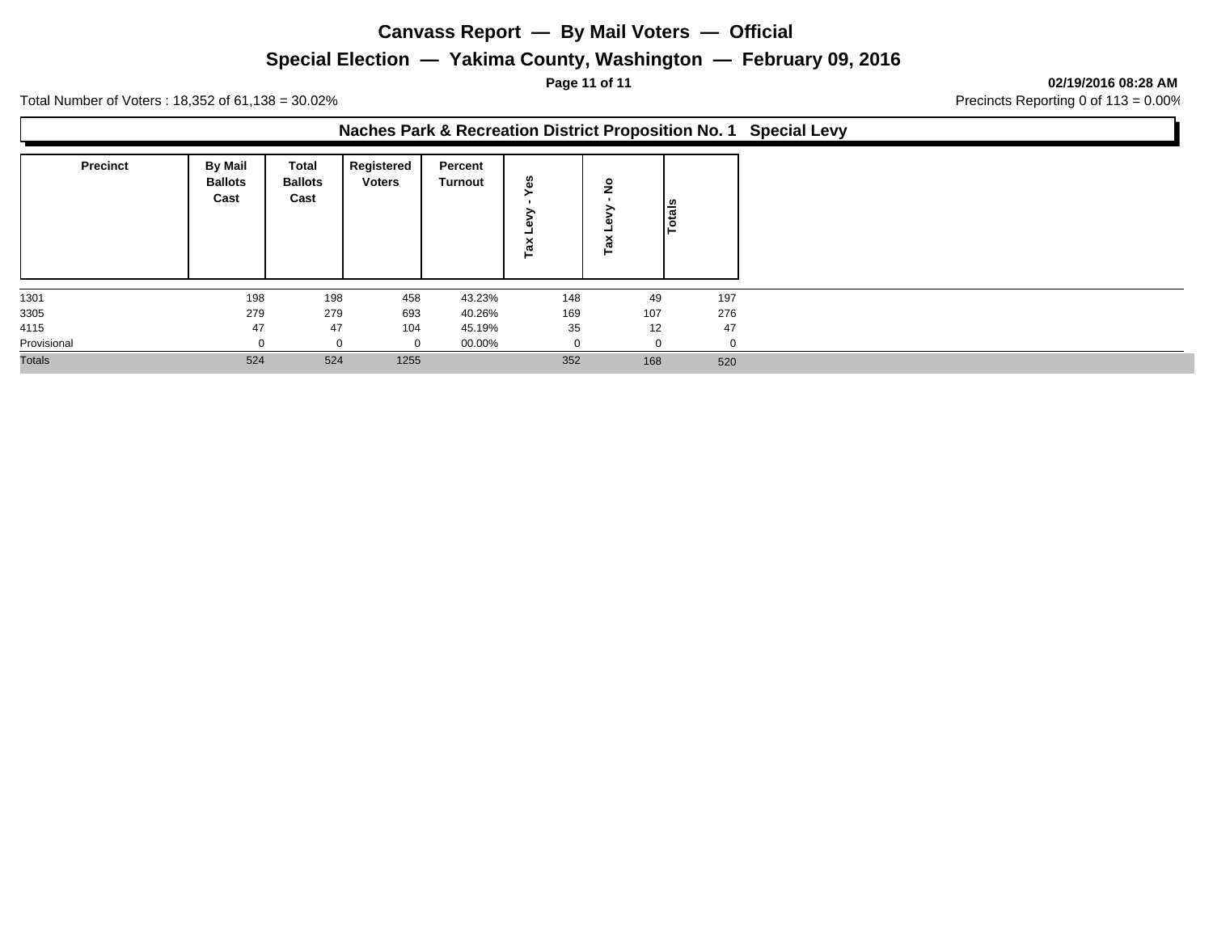# Canvass Report — By Mail Voters — Official

## Special Election — Yakima County, Washington — February 09, 2016

02/19/2016 08:28 AM

Total Number of Voters : 18,352 of 61,138 = 30.02%

Precincts Reporting 0 of 113 = 0.00%

### Naches Park & Recreation District Proposition No. 1 Special Levy

| Precinct | By Mail Ballots Cast | Total Ballots Cast | Registered Voters | Percent Turnout | Tax Levy - Yes | Tax Levy - No | Totals |
|---|---|---|---|---|---|---|---|
| 1301 | 198 | 198 | 458 | 43.23% | 148 | 49 | 197 |
| 3305 | 279 | 279 | 693 | 40.26% | 169 | 107 | 276 |
| 4115 | 47 | 47 | 104 | 45.19% | 35 | 12 | 47 |
| Provisional | 0 | 0 | 0 | 00.00% | 0 | 0 | 0 |
| Totals | 524 | 524 | 1255 | | 352 | 168 | 520 |